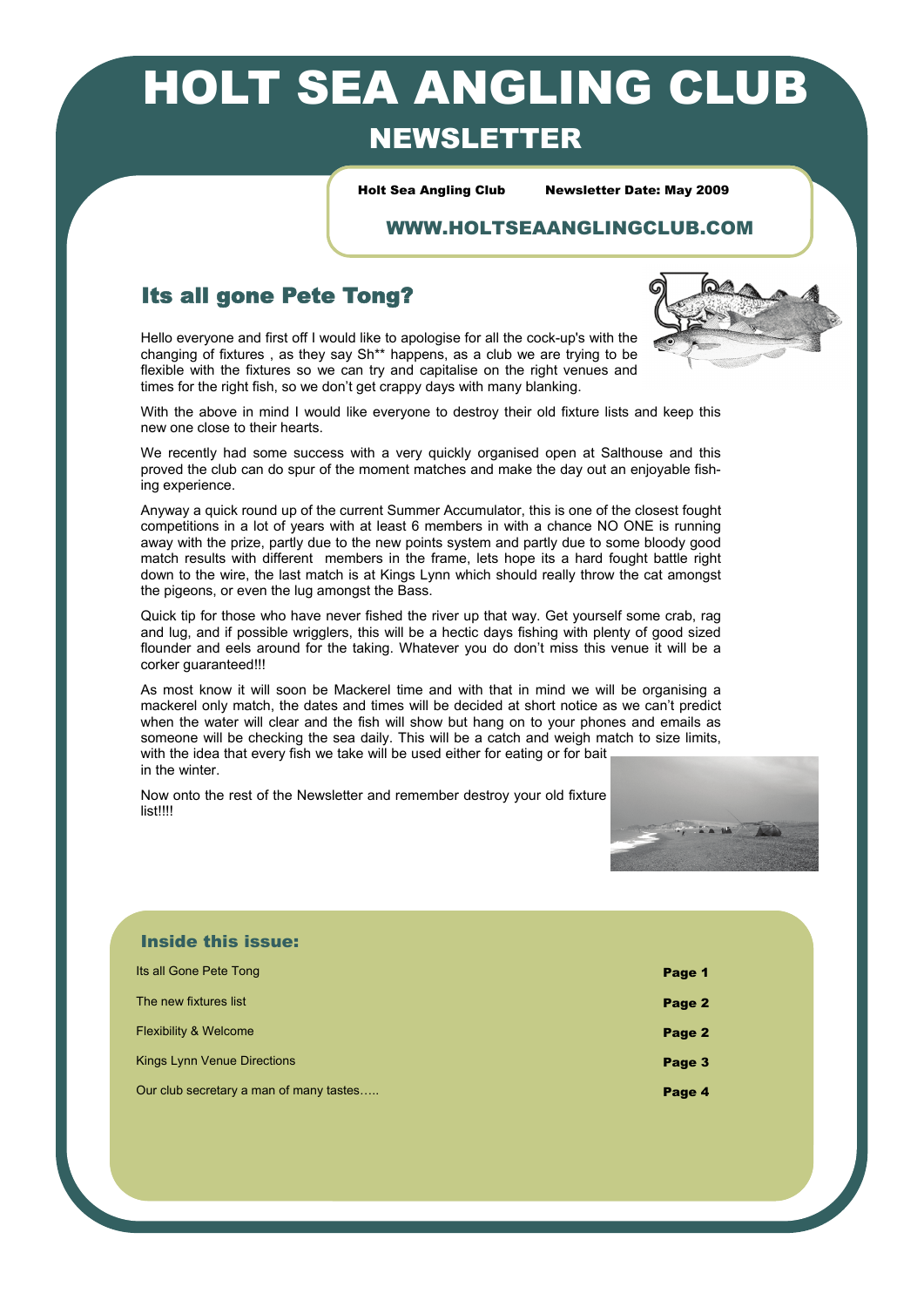# HOLT SEA ANGLING CLUB

## NEWSLETTER

**Holt Sea Angling Club** **Newsletter Date: May 2009**

**WWW.HOLTSEAANGLINGCLUB.COM**

## Its all gone Pete Tong?

Hello everyone and first off I would like to apologise for all the cock-up's with the changing of fixtures , as they say Sh** happens, as a club we are trying to be flexible with the fixtures so we can try and capitalise on the right venues and times for the right fish, so we don't get crappy days with many blanking.

With the above in mind I would like everyone to destroy their old fixture lists and keep this new one close to their hearts.

We recently had some success with a very quickly organised open at Salthouse and this proved the club can do spur of the moment matches and make the day out an enjoyable fishing experience.

Anyway a quick round up of the current Summer Accumulator, this is one of the closest fought competitions in a lot of years with at least 6 members in with a chance NO ONE is running away with the prize, partly due to the new points system and partly due to some bloody good match results with different members in the frame, lets hope its a hard fought battle right down to the wire, the last match is at Kings Lynn which should really throw the cat amongst the pigeons, or even the lug amongst the Bass.

Quick tip for those who have never fished the river up that way. Get yourself some crab, rag and lug, and if possible wrigglers, this will be a hectic days fishing with plenty of good sized flounder and eels around for the taking. Whatever you do don't miss this venue it will be a corker guaranteed!!!

As most know it will soon be Mackerel time and with that in mind we will be organising a mackerel only match, the dates and times will be decided at short notice as we can't predict when the water will clear and the fish will show but hang on to your phones and emails as someone will be checking the sea daily. This will be a catch and weigh match to size limits, with the idea that every fish we take will be used either for eating or for bait in the winter.

Now onto the rest of the Newsletter and remember destroy your old fixture list!!!!

### Inside this issue:

| | |
|---|---|
| Its all Gone Pete Tong | **Page 1** |
| The new fixtures list | **Page 2** |
| Flexibility & Welcome | **Page 2** |
| Kings Lynn Venue Directions | **Page 3** |
| Our club secretary a man of many tastes….. | **Page 4** |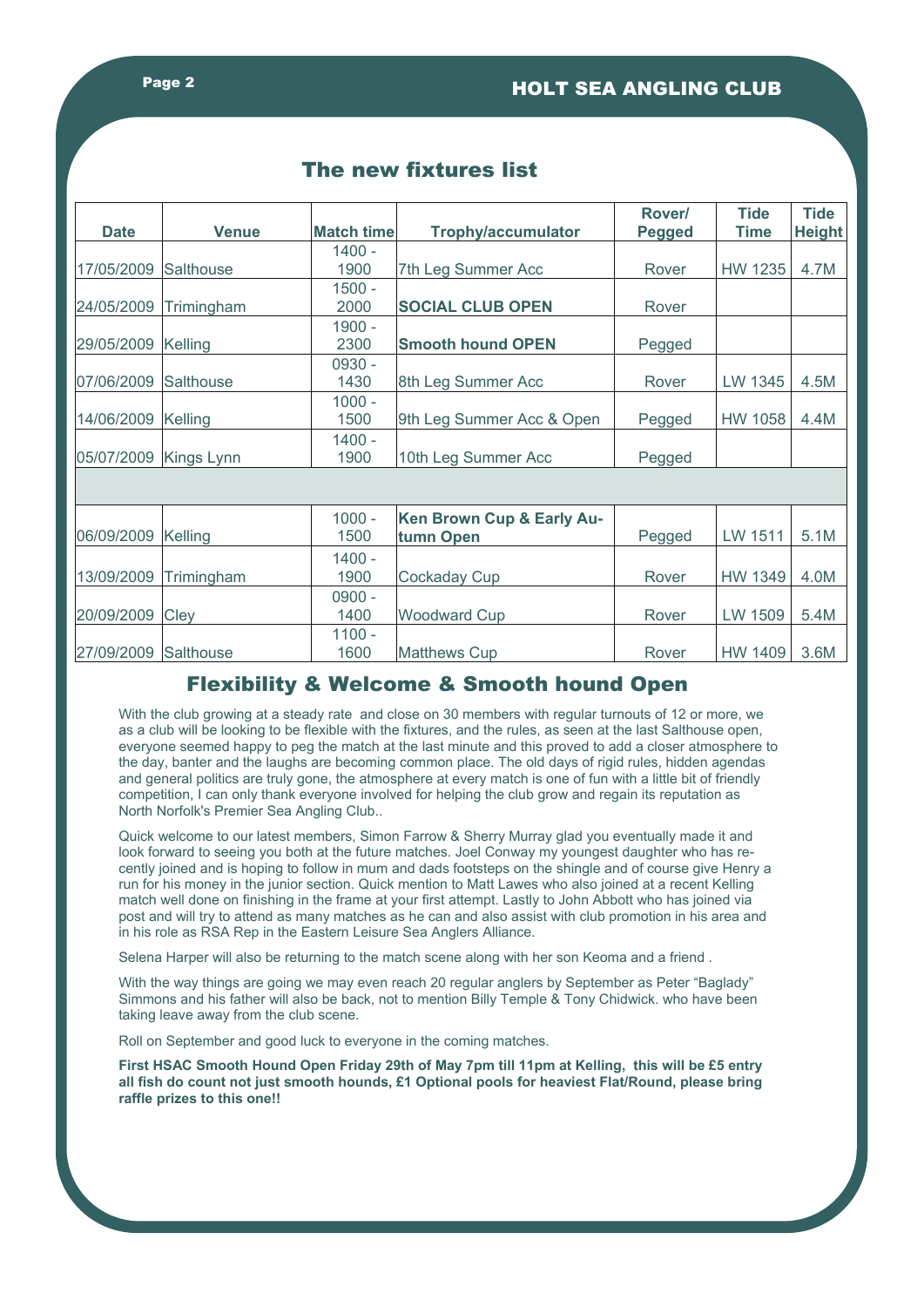## The new fixtures list

| Date | Venue | Match time | Trophy/accumulator | Rover/ Pegged | Tide Time | Tide Height |
|---|---|---|---|---|---|---|
| 17/05/2009 | Salthouse | 1400 - 1900 | 7th Leg Summer Acc | Rover | HW 1235 | 4.7M |
| 24/05/2009 | Trimingham | 1500 - 2000 | **SOCIAL CLUB OPEN** | Rover | | |
| 29/05/2009 | Kelling | 1900 - 2300 | **Smooth hound OPEN** | Pegged | | |
| 07/06/2009 | Salthouse | 0930 - 1430 | 8th Leg Summer Acc | Rover | LW 1345 | 4.5M |
| 14/06/2009 | Kelling | 1000 - 1500 | 9th Leg Summer Acc & Open | Pegged | HW 1058 | 4.4M |
| 05/07/2009 | Kings Lynn | 1400 - 1900 | 10th Leg Summer Acc | Pegged | | |
| | | | | | | |
| 06/09/2009 | Kelling | 1000 - 1500 | **Ken Brown Cup & Early Autumn Open** | Pegged | LW 1511 | 5.1M |
| 13/09/2009 | Trimingham | 1400 - 1900 | Cockaday Cup | Rover | HW 1349 | 4.0M |
| 20/09/2009 | Cley | 0900 - 1400 | Woodward Cup | Rover | LW 1509 | 5.4M |
| 27/09/2009 | Salthouse | 1100 - 1600 | Matthews Cup | Rover | HW 1409 | 3.6M |

## Flexibility & Welcome & Smooth hound Open

With the club growing at a steady rate and close on 30 members with regular turnouts of 12 or more, we as a club will be looking to be flexible with the fixtures, and the rules, as seen at the last Salthouse open, everyone seemed happy to peg the match at the last minute and this proved to add a closer atmosphere to the day, banter and the laughs are becoming common place. The old days of rigid rules, hidden agendas and general politics are truly gone, the atmosphere at every match is one of fun with a little bit of friendly competition, I can only thank everyone involved for helping the club grow and regain its reputation as North Norfolk's Premier Sea Angling Club..

Quick welcome to our latest members, Simon Farrow & Sherry Murray glad you eventually made it and look forward to seeing you both at the future matches. Joel Conway my youngest daughter who has recently joined and is hoping to follow in mum and dads footsteps on the shingle and of course give Henry a run for his money in the junior section. Quick mention to Matt Lawes who also joined at a recent Kelling match well done on finishing in the frame at your first attempt. Lastly to John Abbott who has joined via post and will try to attend as many matches as he can and also assist with club promotion in his area and in his role as RSA Rep in the Eastern Leisure Sea Anglers Alliance.

Selena Harper will also be returning to the match scene along with her son Keoma and a friend .

With the way things are going we may even reach 20 regular anglers by September as Peter "Baglady" Simmons and his father will also be back, not to mention Billy Temple & Tony Chidwick. who have been taking leave away from the club scene.

Roll on September and good luck to everyone in the coming matches.

**First HSAC Smooth Hound Open Friday 29th of May 7pm till 11pm at Kelling, this will be £5 entry all fish do count not just smooth hounds, £1 Optional pools for heaviest Flat/Round, please bring raffle prizes to this one!!**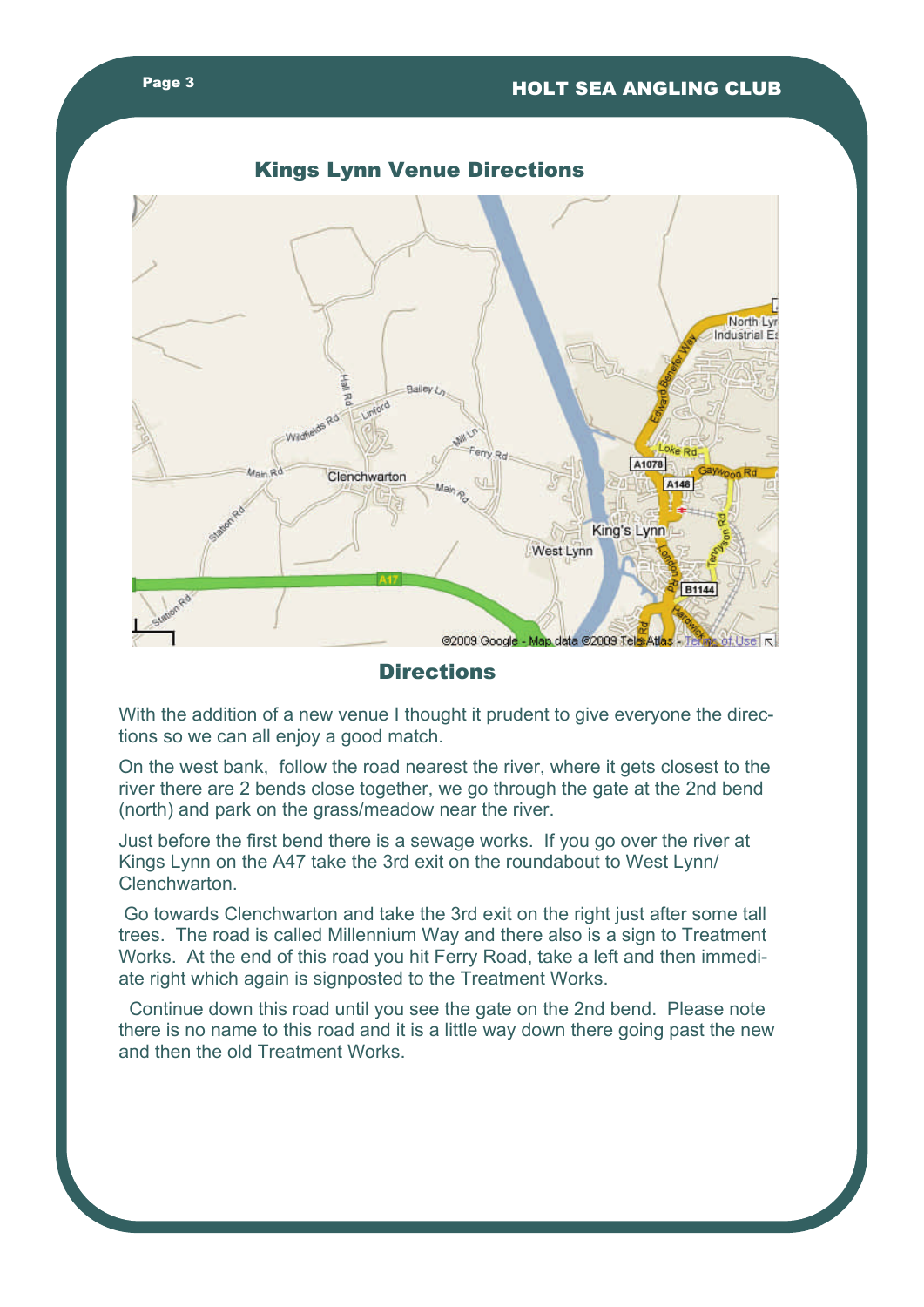## Kings Lynn Venue Directions

## Directions

With the addition of a new venue I thought it prudent to give everyone the directions so we can all enjoy a good match.

On the west bank, follow the road nearest the river, where it gets closest to the river there are 2 bends close together, we go through the gate at the 2nd bend (north) and park on the grass/meadow near the river.

Just before the first bend there is a sewage works. If you go over the river at Kings Lynn on the A47 take the 3rd exit on the roundabout to West Lynn/ Clenchwarton.

Go towards Clenchwarton and take the 3rd exit on the right just after some tall trees. The road is called Millennium Way and there also is a sign to Treatment Works. At the end of this road you hit Ferry Road, take a left and then immediate right which again is signposted to the Treatment Works.

Continue down this road until you see the gate on the 2nd bend. Please note there is no name to this road and it is a little way down there going past the new and then the old Treatment Works.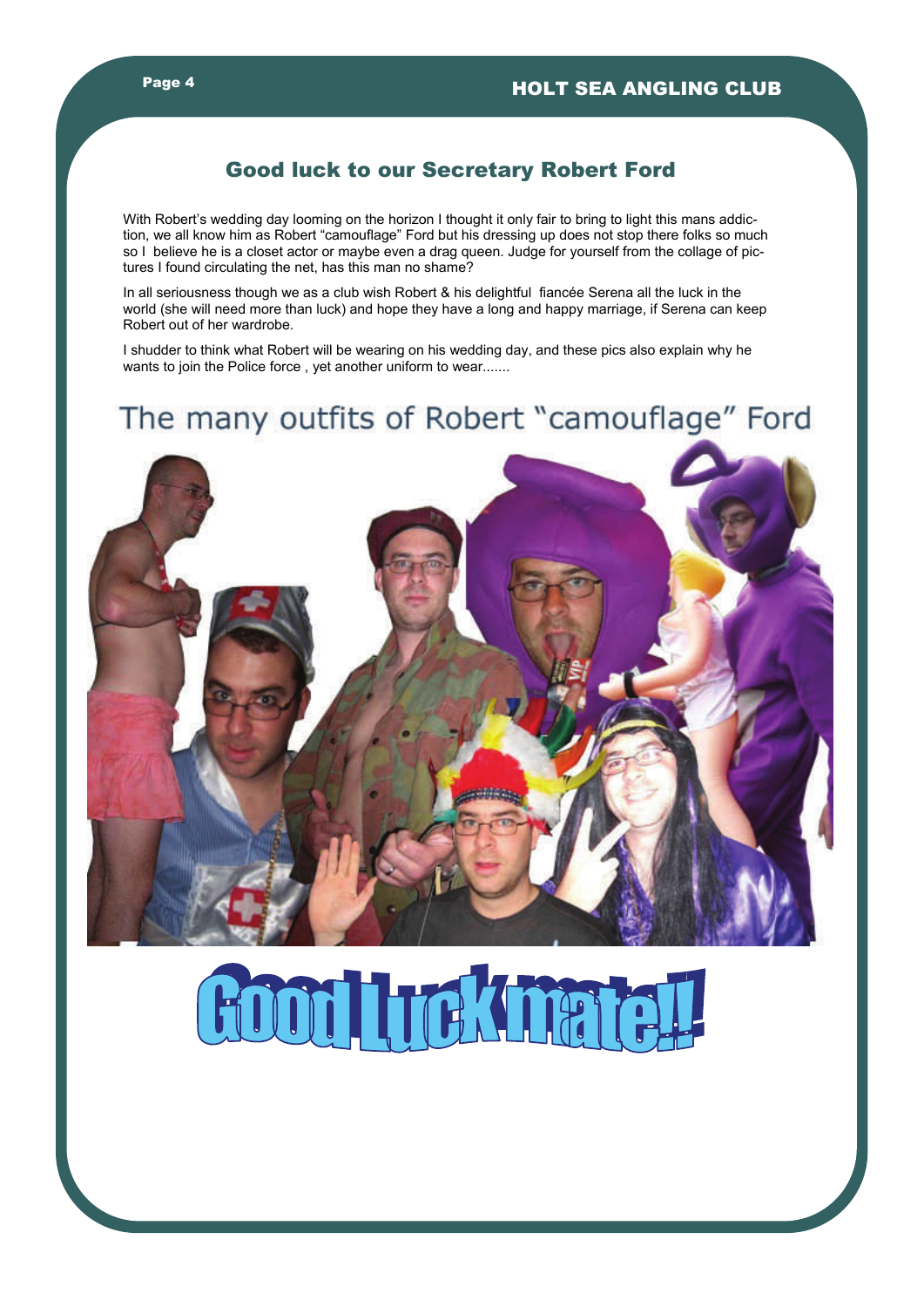## Good luck to our Secretary Robert Ford

With Robert's wedding day looming on the horizon I thought it only fair to bring to light this mans addiction, we all know him as Robert "camouflage" Ford but his dressing up does not stop there folks so much so I believe he is a closet actor or maybe even a drag queen. Judge for yourself from the collage of pictures I found circulating the net, has this man no shame?

In all seriousness though we as a club wish Robert & his delightful fiancée Serena all the luck in the world (she will need more than luck) and hope they have a long and happy marriage, if Serena can keep Robert out of her wardrobe.

I shudder to think what Robert will be wearing on his wedding day, and these pics also explain why he wants to join the Police force , yet another uniform to wear.......

The many outfits of Robert "camouflage" Ford

Good Luck mate!!